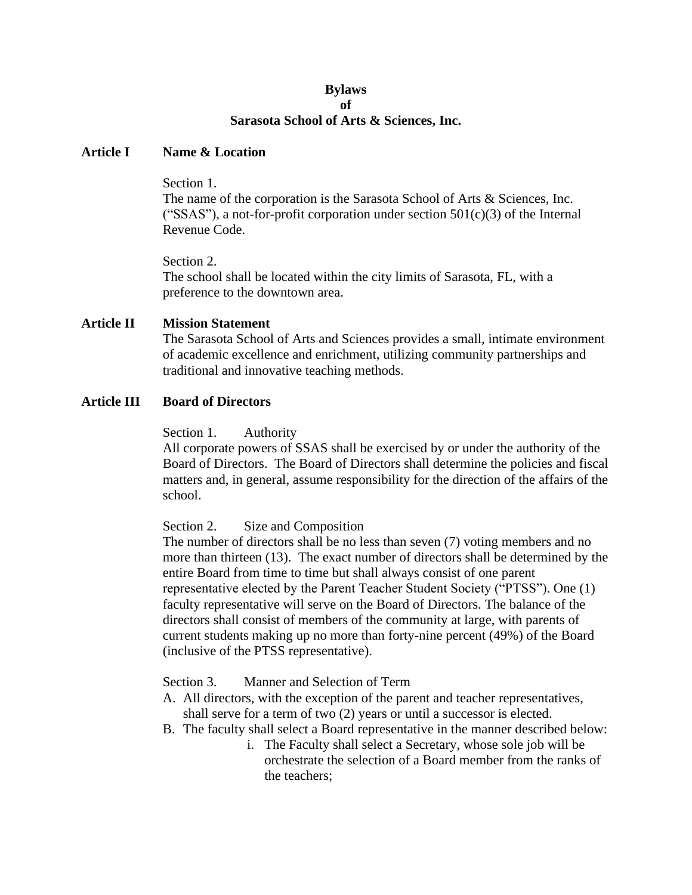# Bylaws
# of
# Sarasota School of Arts & Sciences, Inc.

## Article I Name & Location

Section 1.
The name of the corporation is the Sarasota School of Arts & Sciences, Inc. (“SSAS”), a not-for-profit corporation under section 501(c)(3) of the Internal Revenue Code.

Section 2.
The school shall be located within the city limits of Sarasota, FL, with a preference to the downtown area.

## Article II Mission Statement

The Sarasota School of Arts and Sciences provides a small, intimate environment of academic excellence and enrichment, utilizing community partnerships and traditional and innovative teaching methods.

## Article III Board of Directors

Section 1. Authority
All corporate powers of SSAS shall be exercised by or under the authority of the Board of Directors. The Board of Directors shall determine the policies and fiscal matters and, in general, assume responsibility for the direction of the affairs of the school.

Section 2. Size and Composition
The number of directors shall be no less than seven (7) voting members and no more than thirteen (13). The exact number of directors shall be determined by the entire Board from time to time but shall always consist of one parent representative elected by the Parent Teacher Student Society (“PTSS”). One (1) faculty representative will serve on the Board of Directors. The balance of the directors shall consist of members of the community at large, with parents of current students making up no more than forty-nine percent (49%) of the Board (inclusive of the PTSS representative).

Section 3. Manner and Selection of Term

A. All directors, with the exception of the parent and teacher representatives, shall serve for a term of two (2) years or until a successor is elected.
B. The faculty shall select a Board representative in the manner described below:
    i. The Faculty shall select a Secretary, whose sole job will be orchestrate the selection of a Board member from the ranks of the teachers;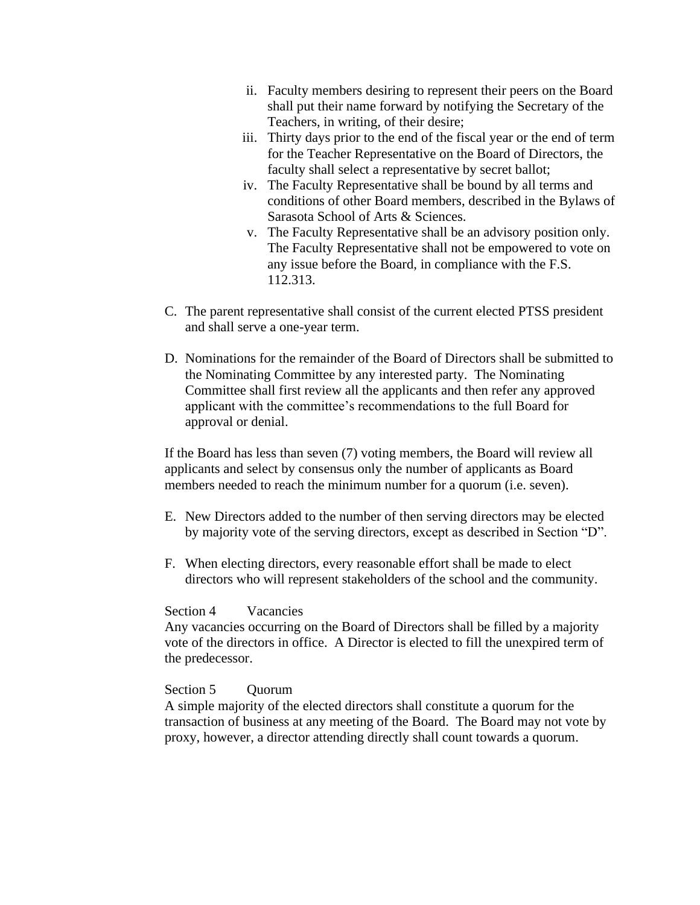ii. Faculty members desiring to represent their peers on the Board shall put their name forward by notifying the Secretary of the Teachers, in writing, of their desire;
   iii. Thirty days prior to the end of the fiscal year or the end of term for the Teacher Representative on the Board of Directors, the faculty shall select a representative by secret ballot;
   iv. The Faculty Representative shall be bound by all terms and conditions of other Board members, described in the Bylaws of Sarasota School of Arts & Sciences.
   v. The Faculty Representative shall be an advisory position only. The Faculty Representative shall not be empowered to vote on any issue before the Board, in compliance with the F.S. 112.313.

C. The parent representative shall consist of the current elected PTSS president and shall serve a one-year term.

D. Nominations for the remainder of the Board of Directors shall be submitted to the Nominating Committee by any interested party. The Nominating Committee shall first review all the applicants and then refer any approved applicant with the committee's recommendations to the full Board for approval or denial.

If the Board has less than seven (7) voting members, the Board will review all applicants and select by consensus only the number of applicants as Board members needed to reach the minimum number for a quorum (i.e. seven).

E. New Directors added to the number of then serving directors may be elected by majority vote of the serving directors, except as described in Section "D".

F. When electing directors, every reasonable effort shall be made to elect directors who will represent stakeholders of the school and the community.

Section 4 Vacancies

Any vacancies occurring on the Board of Directors shall be filled by a majority vote of the directors in office. A Director is elected to fill the unexpired term of the predecessor.

Section 5 Quorum

A simple majority of the elected directors shall constitute a quorum for the transaction of business at any meeting of the Board. The Board may not vote by proxy, however, a director attending directly shall count towards a quorum.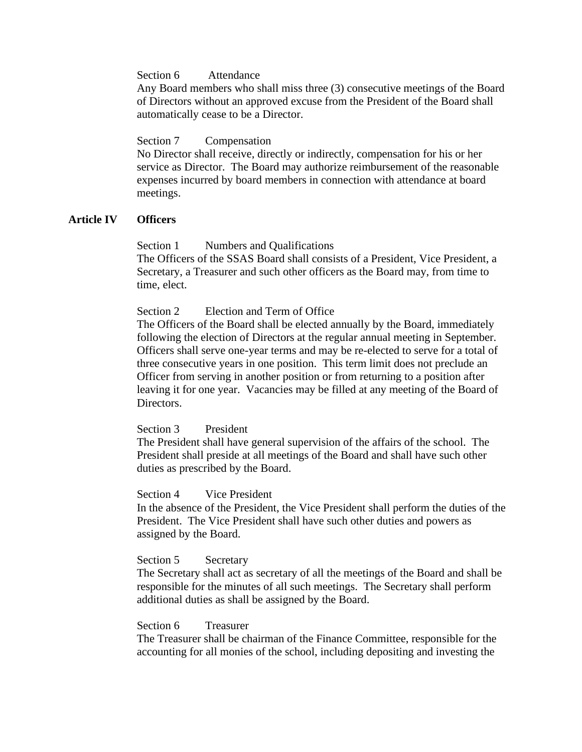Section 6 Attendance

Any Board members who shall miss three (3) consecutive meetings of the Board of Directors without an approved excuse from the President of the Board shall automatically cease to be a Director.

Section 7 Compensation

No Director shall receive, directly or indirectly, compensation for his or her service as Director. The Board may authorize reimbursement of the reasonable expenses incurred by board members in connection with attendance at board meetings.

## Article IV Officers

Section 1 Numbers and Qualifications

The Officers of the SSAS Board shall consists of a President, Vice President, a Secretary, a Treasurer and such other officers as the Board may, from time to time, elect.

Section 2 Election and Term of Office

The Officers of the Board shall be elected annually by the Board, immediately following the election of Directors at the regular annual meeting in September. Officers shall serve one-year terms and may be re-elected to serve for a total of three consecutive years in one position. This term limit does not preclude an Officer from serving in another position or from returning to a position after leaving it for one year. Vacancies may be filled at any meeting of the Board of Directors.

Section 3 President

The President shall have general supervision of the affairs of the school. The President shall preside at all meetings of the Board and shall have such other duties as prescribed by the Board.

Section 4 Vice President

In the absence of the President, the Vice President shall perform the duties of the President. The Vice President shall have such other duties and powers as assigned by the Board.

Section 5 Secretary

The Secretary shall act as secretary of all the meetings of the Board and shall be responsible for the minutes of all such meetings. The Secretary shall perform additional duties as shall be assigned by the Board.

Section 6 Treasurer

The Treasurer shall be chairman of the Finance Committee, responsible for the accounting for all monies of the school, including depositing and investing the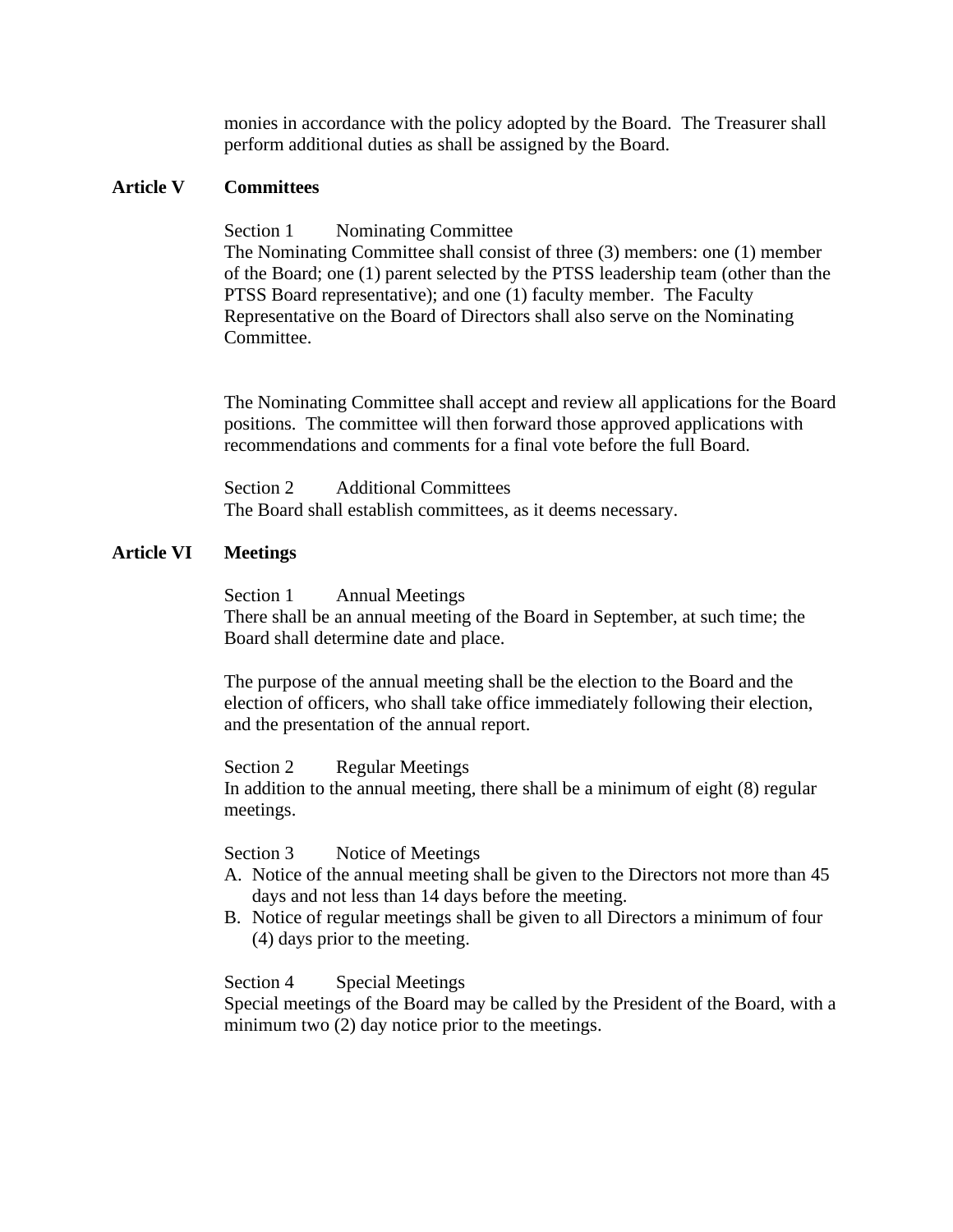monies in accordance with the policy adopted by the Board. The Treasurer shall perform additional duties as shall be assigned by the Board.

## Article V Committees

Section 1 Nominating Committee
The Nominating Committee shall consist of three (3) members: one (1) member of the Board; one (1) parent selected by the PTSS leadership team (other than the PTSS Board representative); and one (1) faculty member. The Faculty Representative on the Board of Directors shall also serve on the Nominating Committee.

The Nominating Committee shall accept and review all applications for the Board positions. The committee will then forward those approved applications with recommendations and comments for a final vote before the full Board.

Section 2 Additional Committees
The Board shall establish committees, as it deems necessary.

## Article VI Meetings

Section 1 Annual Meetings
There shall be an annual meeting of the Board in September, at such time; the Board shall determine date and place.

The purpose of the annual meeting shall be the election to the Board and the election of officers, who shall take office immediately following their election, and the presentation of the annual report.

Section 2 Regular Meetings
In addition to the annual meeting, there shall be a minimum of eight (8) regular meetings.

Section 3 Notice of Meetings

A. Notice of the annual meeting shall be given to the Directors not more than 45 days and not less than 14 days before the meeting.
B. Notice of regular meetings shall be given to all Directors a minimum of four (4) days prior to the meeting.

Section 4 Special Meetings
Special meetings of the Board may be called by the President of the Board, with a minimum two (2) day notice prior to the meetings.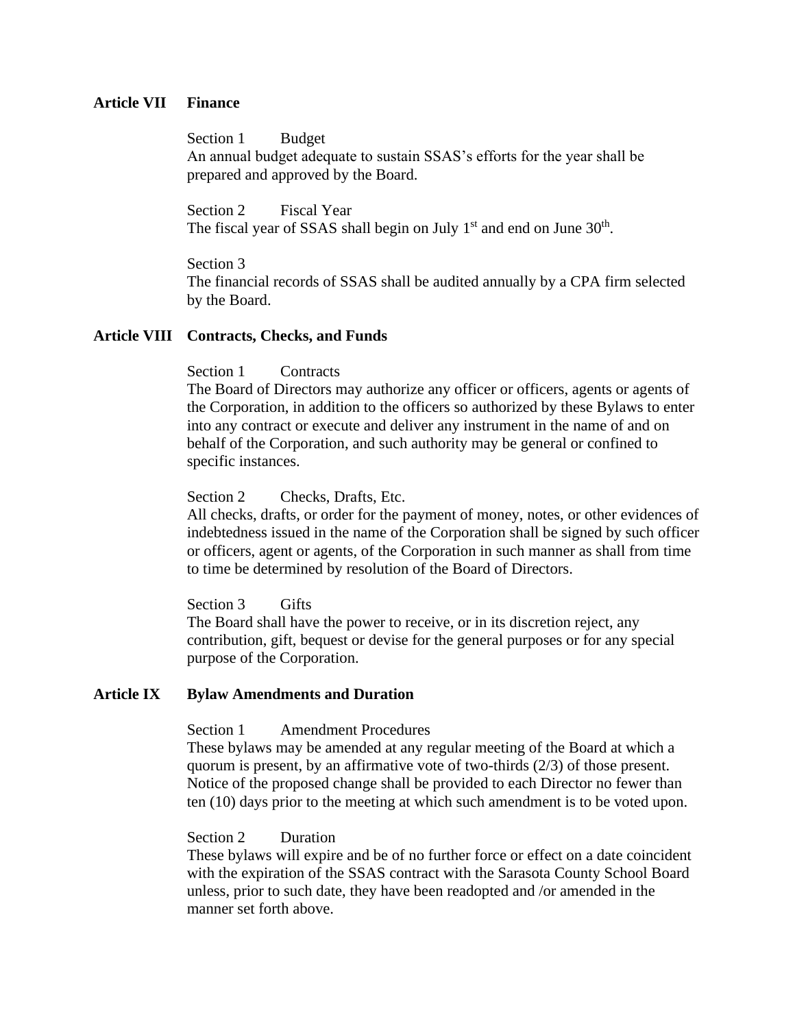## Article VII Finance

Section 1 Budget
An annual budget adequate to sustain SSAS's efforts for the year shall be prepared and approved by the Board.

Section 2 Fiscal Year
The fiscal year of SSAS shall begin on July 1st and end on June 30th.

Section 3
The financial records of SSAS shall be audited annually by a CPA firm selected by the Board.

## Article VIII Contracts, Checks, and Funds

Section 1 Contracts
The Board of Directors may authorize any officer or officers, agents or agents of the Corporation, in addition to the officers so authorized by these Bylaws to enter into any contract or execute and deliver any instrument in the name of and on behalf of the Corporation, and such authority may be general or confined to specific instances.

Section 2 Checks, Drafts, Etc.
All checks, drafts, or order for the payment of money, notes, or other evidences of indebtedness issued in the name of the Corporation shall be signed by such officer or officers, agent or agents, of the Corporation in such manner as shall from time to time be determined by resolution of the Board of Directors.

Section 3 Gifts
The Board shall have the power to receive, or in its discretion reject, any contribution, gift, bequest or devise for the general purposes or for any special purpose of the Corporation.

## Article IX Bylaw Amendments and Duration

Section 1 Amendment Procedures
These bylaws may be amended at any regular meeting of the Board at which a quorum is present, by an affirmative vote of two-thirds (2/3) of those present. Notice of the proposed change shall be provided to each Director no fewer than ten (10) days prior to the meeting at which such amendment is to be voted upon.

Section 2 Duration
These bylaws will expire and be of no further force or effect on a date coincident with the expiration of the SSAS contract with the Sarasota County School Board unless, prior to such date, they have been readopted and /or amended in the manner set forth above.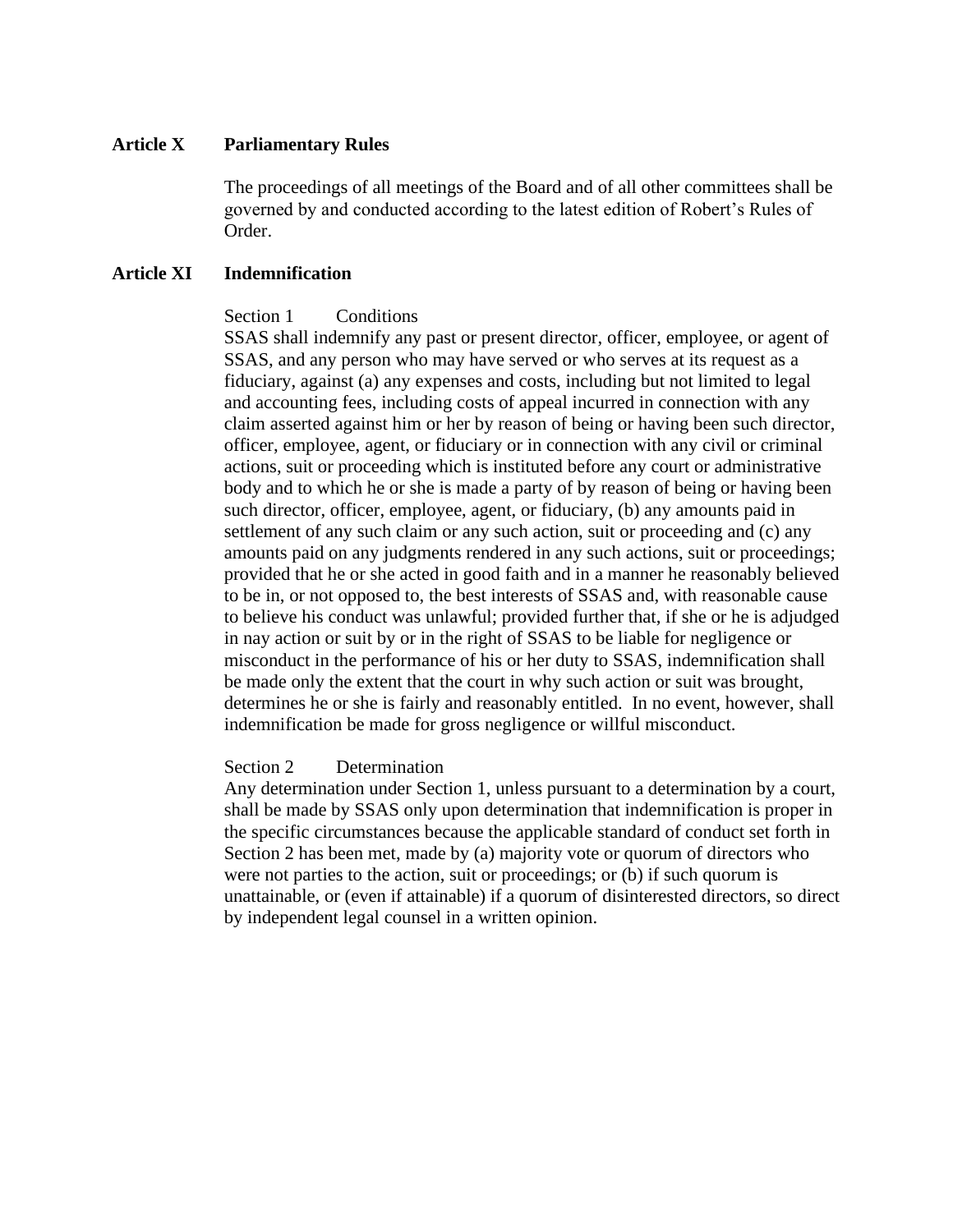**Article X Parliamentary Rules**

The proceedings of all meetings of the Board and of all other committees shall be governed by and conducted according to the latest edition of Robert's Rules of Order.

**Article XI Indemnification**

Section 1 Conditions

SSAS shall indemnify any past or present director, officer, employee, or agent of SSAS, and any person who may have served or who serves at its request as a fiduciary, against (a) any expenses and costs, including but not limited to legal and accounting fees, including costs of appeal incurred in connection with any claim asserted against him or her by reason of being or having been such director, officer, employee, agent, or fiduciary or in connection with any civil or criminal actions, suit or proceeding which is instituted before any court or administrative body and to which he or she is made a party of by reason of being or having been such director, officer, employee, agent, or fiduciary, (b) any amounts paid in settlement of any such claim or any such action, suit or proceeding and (c) any amounts paid on any judgments rendered in any such actions, suit or proceedings; provided that he or she acted in good faith and in a manner he reasonably believed to be in, or not opposed to, the best interests of SSAS and, with reasonable cause to believe his conduct was unlawful; provided further that, if she or he is adjudged in nay action or suit by or in the right of SSAS to be liable for negligence or misconduct in the performance of his or her duty to SSAS, indemnification shall be made only the extent that the court in why such action or suit was brought, determines he or she is fairly and reasonably entitled. In no event, however, shall indemnification be made for gross negligence or willful misconduct.

Section 2 Determination

Any determination under Section 1, unless pursuant to a determination by a court, shall be made by SSAS only upon determination that indemnification is proper in the specific circumstances because the applicable standard of conduct set forth in Section 2 has been met, made by (a) majority vote or quorum of directors who were not parties to the action, suit or proceedings; or (b) if such quorum is unattainable, or (even if attainable) if a quorum of disinterested directors, so direct by independent legal counsel in a written opinion.